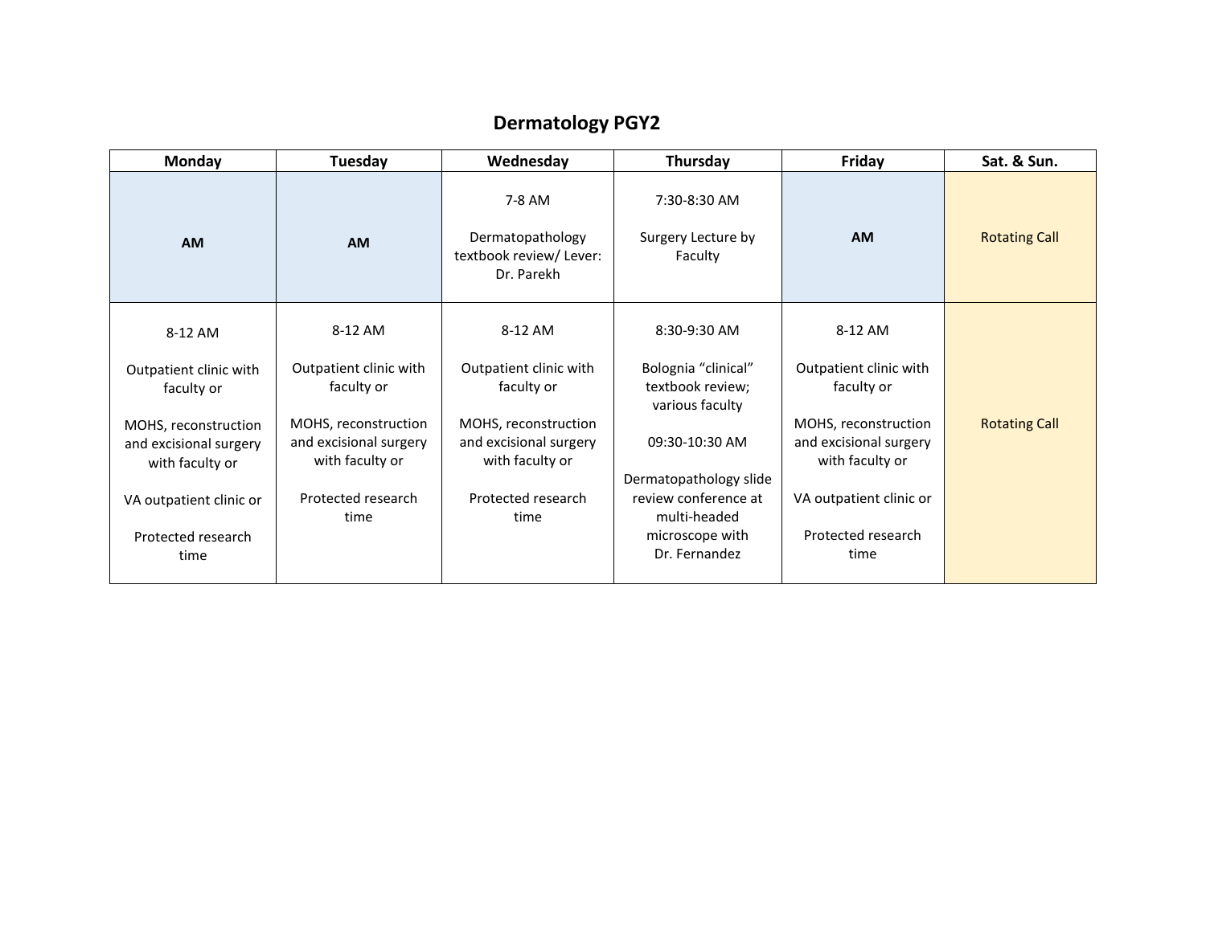# Dermatology PGY2

| Monday | Tuesday | Wednesday | Thursday | Friday | Sat. & Sun. |
|---|---|---|---|---|---|
| **AM** | **AM** | 7-8 AM<br><br>Dermatopathology textbook review/ Lever: Dr. Parekh | 7:30-8:30 AM<br><br>Surgery Lecture by Faculty | **AM** | Rotating Call |
| 8-12 AM<br><br>Outpatient clinic with faculty or<br><br>MOHS, reconstruction and excisional surgery with faculty or<br><br>VA outpatient clinic or<br><br>Protected research time | 8-12 AM<br><br>Outpatient clinic with faculty or<br><br>MOHS, reconstruction and excisional surgery with faculty or<br><br>Protected research time | 8-12 AM<br><br>Outpatient clinic with faculty or<br><br>MOHS, reconstruction and excisional surgery with faculty or<br><br>Protected research time | 8:30-9:30 AM<br><br>Bolognia "clinical" textbook review; various faculty<br><br>09:30-10:30 AM<br><br>Dermatopathology slide review conference at multi-headed microscope with Dr. Fernandez | 8-12 AM<br><br>Outpatient clinic with faculty or<br><br>MOHS, reconstruction and excisional surgery with faculty or<br><br>VA outpatient clinic or<br><br>Protected research time | Rotating Call |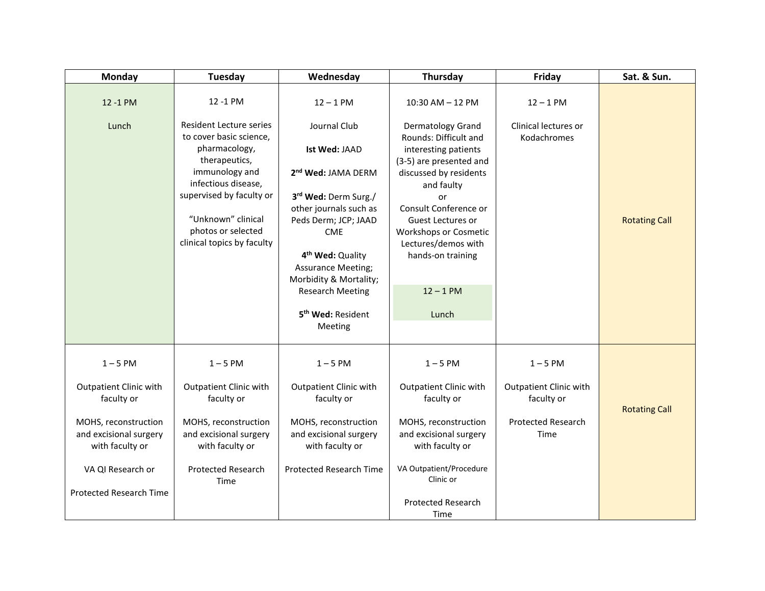| Monday | Tuesday | Wednesday | Thursday | Friday | Sat. & Sun. |
|---|---|---|---|---|---|
| 12 -1 PM<br><br>Lunch | 12 -1 PM<br><br>Resident Lecture series to cover basic science, pharmacology, therapeutics, immunology and infectious disease, supervised by faculty or<br><br>"Unknown" clinical photos or selected clinical topics by faculty | 12 – 1 PM<br><br>Journal Club<br><br>**Ist Wed:** JAAD<br><br>**2nd Wed:** JAMA DERM<br><br>**3rd Wed:** Derm Surg./ other journals such as Peds Derm; JCP; JAAD CME<br><br>**4th Wed:** Quality Assurance Meeting; Morbidity & Mortality; Research Meeting<br><br>**5th Wed:** Resident Meeting | 10:30 AM – 12 PM<br><br>Dermatology Grand Rounds: Difficult and interesting patients (3-5) are presented and discussed by residents and faulty<br>or<br>Consult Conference or Guest Lectures or Workshops or Cosmetic Lectures/demos with hands-on training<br><br>12 – 1 PM<br><br>Lunch | 12 – 1 PM<br><br>Clinical lectures or Kodachromes | Rotating Call |
| 1 – 5 PM<br><br>Outpatient Clinic with faculty or<br><br>MOHS, reconstruction and excisional surgery with faculty or<br><br>VA QI Research or<br><br>Protected Research Time | 1 – 5 PM<br><br>Outpatient Clinic with faculty or<br><br>MOHS, reconstruction and excisional surgery with faculty or<br><br>Protected Research Time | 1 – 5 PM<br><br>Outpatient Clinic with faculty or<br><br>MOHS, reconstruction and excisional surgery with faculty or<br><br>Protected Research Time | 1 – 5 PM<br><br>Outpatient Clinic with faculty or<br><br>MOHS, reconstruction and excisional surgery with faculty or<br><br>VA Outpatient/Procedure Clinic or<br><br>Protected Research Time | 1 – 5 PM<br><br>Outpatient Clinic with faculty or<br><br>Protected Research Time | Rotating Call |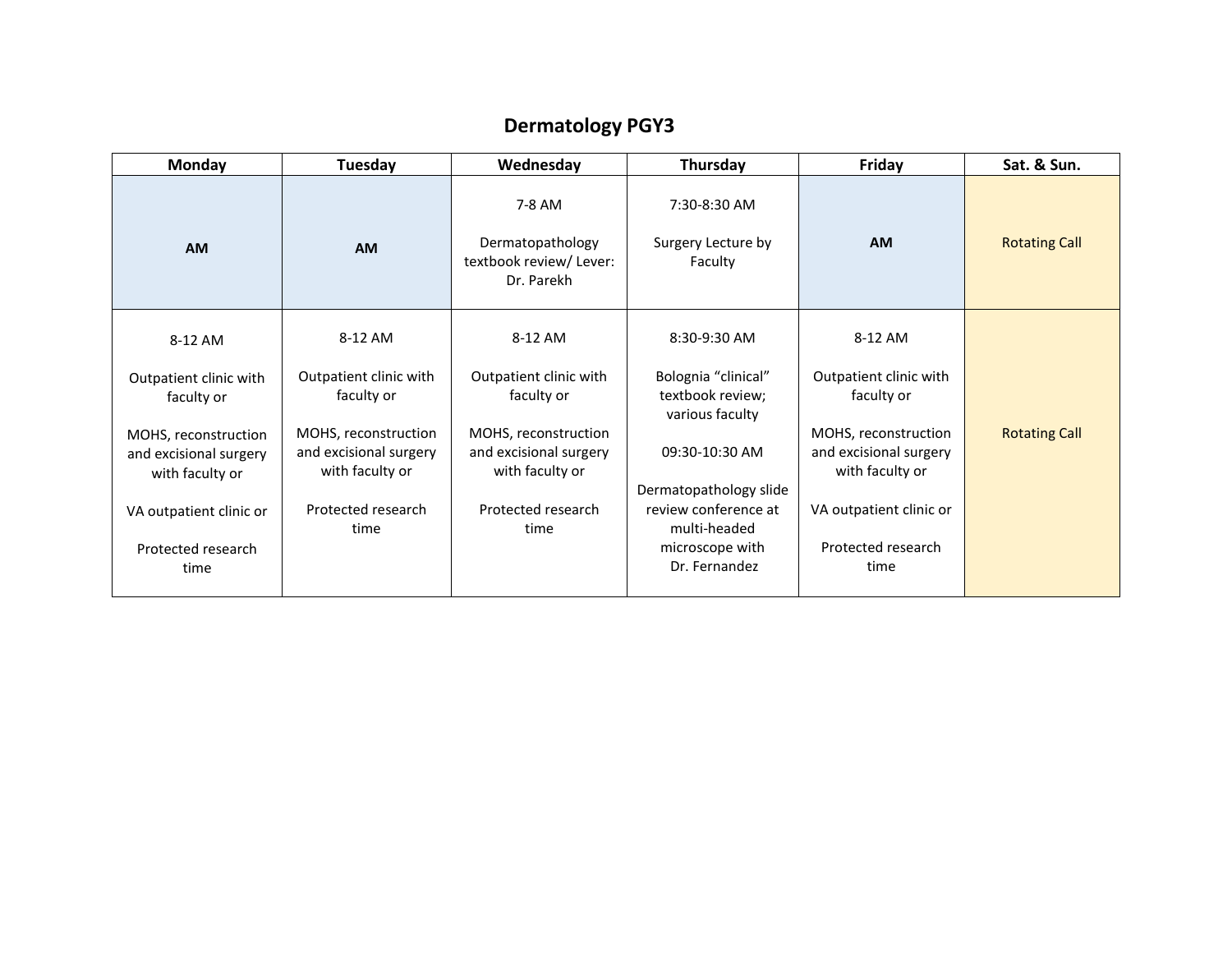# Dermatology PGY3

| Monday | Tuesday | Wednesday | Thursday | Friday | Sat. & Sun. |
|---|---|---|---|---|---|
| **AM** | **AM** | 7-8 AM<br><br>Dermatopathology textbook review/ Lever: Dr. Parekh | 7:30-8:30 AM<br><br>Surgery Lecture by Faculty | **AM** | Rotating Call |
| 8-12 AM<br><br>Outpatient clinic with faculty or<br><br>MOHS, reconstruction and excisional surgery with faculty or<br><br>VA outpatient clinic or<br><br>Protected research time | 8-12 AM<br><br>Outpatient clinic with faculty or<br><br>MOHS, reconstruction and excisional surgery with faculty or<br><br>Protected research time | 8-12 AM<br><br>Outpatient clinic with faculty or<br><br>MOHS, reconstruction and excisional surgery with faculty or<br><br>Protected research time | 8:30-9:30 AM<br><br>Bolognia "clinical" textbook review; various faculty<br><br>09:30-10:30 AM<br><br>Dermatopathology slide review conference at multi-headed microscope with Dr. Fernandez | 8-12 AM<br><br>Outpatient clinic with faculty or<br><br>MOHS, reconstruction and excisional surgery with faculty or<br><br>VA outpatient clinic or<br><br>Protected research time | Rotating Call |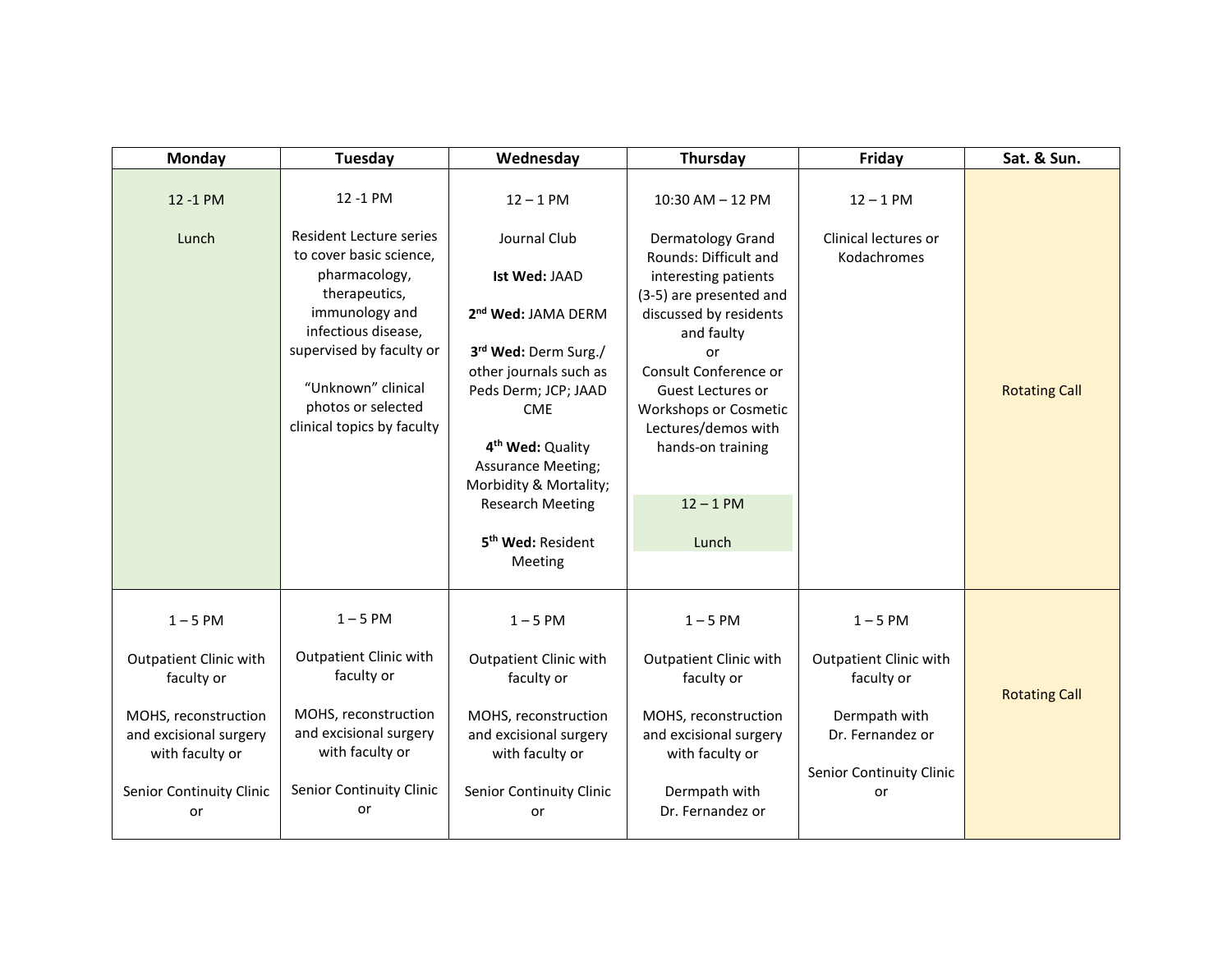| Monday | Tuesday | Wednesday | Thursday | Friday | Sat. & Sun. |
|---|---|---|---|---|---|
| 12 -1 PM<br><br>Lunch | 12 -1 PM<br><br>Resident Lecture series to cover basic science, pharmacology, therapeutics, immunology and infectious disease, supervised by faculty or<br><br>"Unknown" clinical photos or selected clinical topics by faculty | 12 – 1 PM<br><br>Journal Club<br><br>**Ist Wed:** JAAD<br><br>**2nd Wed:** JAMA DERM<br><br>**3rd Wed:** Derm Surg./ other journals such as Peds Derm; JCP; JAAD CME<br><br>**4th Wed:** Quality Assurance Meeting; Morbidity & Mortality; Research Meeting<br><br>**5th Wed:** Resident Meeting | 10:30 AM – 12 PM<br><br>Dermatology Grand Rounds: Difficult and interesting patients (3-5) are presented and discussed by residents and faulty<br>or<br>Consult Conference or Guest Lectures or Workshops or Cosmetic Lectures/demos with hands-on training<br><br>12 – 1 PM<br><br>Lunch | 12 – 1 PM<br><br>Clinical lectures or Kodachromes | Rotating Call |
| 1 – 5 PM<br><br>Outpatient Clinic with faculty or<br><br>MOHS, reconstruction and excisional surgery with faculty or<br><br>Senior Continuity Clinic or | 1 – 5 PM<br><br>Outpatient Clinic with faculty or<br><br>MOHS, reconstruction and excisional surgery with faculty or<br><br>Senior Continuity Clinic or | 1 – 5 PM<br><br>Outpatient Clinic with faculty or<br><br>MOHS, reconstruction and excisional surgery with faculty or<br><br>Senior Continuity Clinic or | 1 – 5 PM<br><br>Outpatient Clinic with faculty or<br><br>MOHS, reconstruction and excisional surgery with faculty or<br><br>Dermpath with Dr. Fernandez or | 1 – 5 PM<br><br>Outpatient Clinic with faculty or<br><br>Dermpath with Dr. Fernandez or<br><br>Senior Continuity Clinic or | Rotating Call |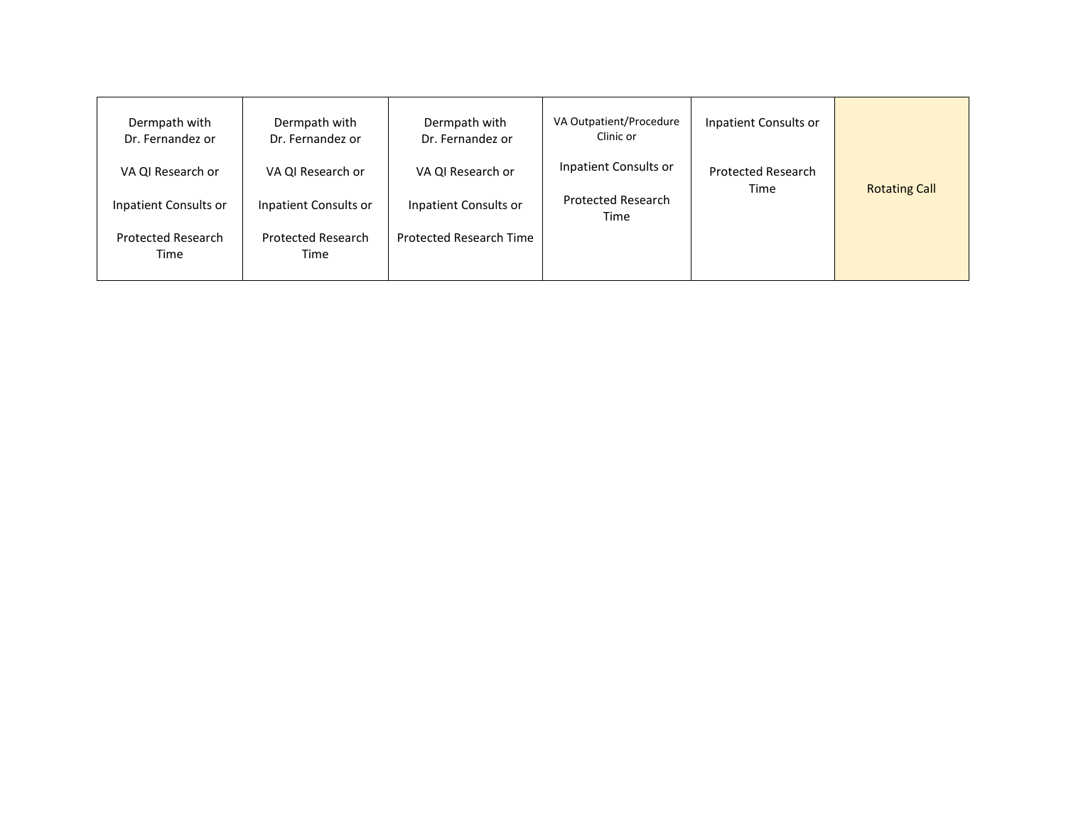| | | | | | |
|---|---|---|---|---|---|
| Dermpath with Dr. Fernandez or<br><br>VA QI Research or<br><br>Inpatient Consults or<br><br>Protected Research Time | Dermpath with Dr. Fernandez or<br><br>VA QI Research or<br><br>Inpatient Consults or<br><br>Protected Research Time | Dermpath with Dr. Fernandez or<br><br>VA QI Research or<br><br>Inpatient Consults or<br><br>Protected Research Time | VA Outpatient/Procedure Clinic or<br><br>Inpatient Consults or<br><br>Protected Research Time | Inpatient Consults or<br><br>Protected Research Time | Rotating Call |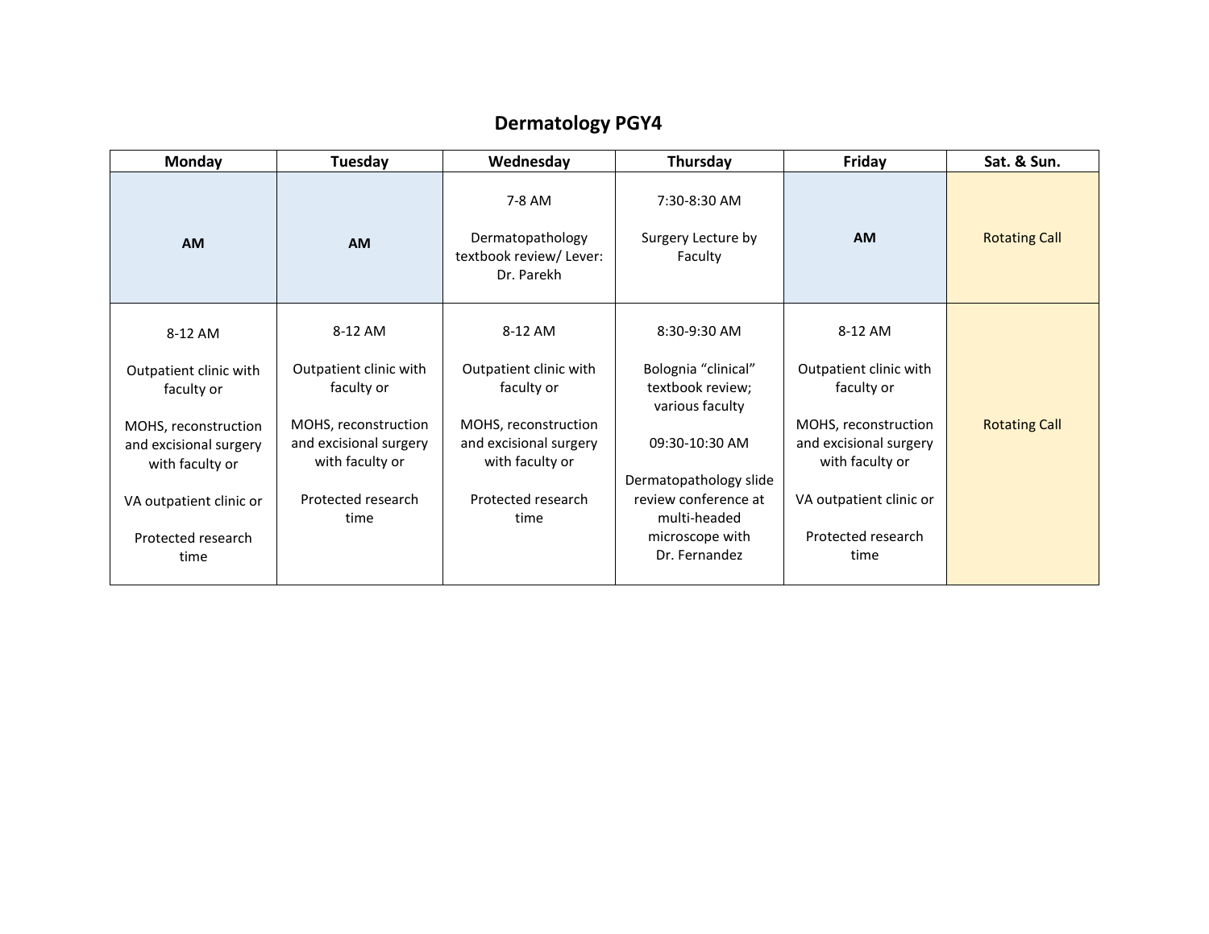# Dermatology PGY4

| Monday | Tuesday | Wednesday | Thursday | Friday | Sat. & Sun. |
|---|---|---|---|---|---|
| **AM** | **AM** | 7-8 AM<br><br>Dermatopathology textbook review/ Lever: Dr. Parekh | 7:30-8:30 AM<br><br>Surgery Lecture by Faculty | **AM** | Rotating Call |
| 8-12 AM<br><br>Outpatient clinic with faculty or<br><br>MOHS, reconstruction and excisional surgery with faculty or<br><br>VA outpatient clinic or<br><br>Protected research time | 8-12 AM<br><br>Outpatient clinic with faculty or<br><br>MOHS, reconstruction and excisional surgery with faculty or<br><br>Protected research time | 8-12 AM<br><br>Outpatient clinic with faculty or<br><br>MOHS, reconstruction and excisional surgery with faculty or<br><br>Protected research time | 8:30-9:30 AM<br><br>Bolognia "clinical" textbook review; various faculty<br><br>09:30-10:30 AM<br><br>Dermatopathology slide review conference at multi-headed microscope with Dr. Fernandez | 8-12 AM<br><br>Outpatient clinic with faculty or<br><br>MOHS, reconstruction and excisional surgery with faculty or<br><br>VA outpatient clinic or<br><br>Protected research time | Rotating Call |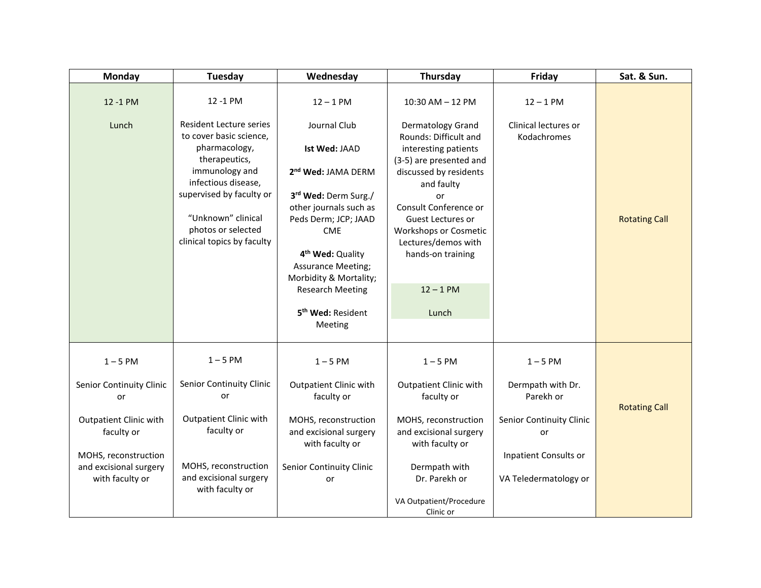| Monday | Tuesday | Wednesday | Thursday | Friday | Sat. & Sun. |
|---|---|---|---|---|---|
| 12 -1 PM<br><br>Lunch | 12 -1 PM<br><br>Resident Lecture series to cover basic science, pharmacology, therapeutics, immunology and infectious disease, supervised by faculty or<br><br>"Unknown" clinical photos or selected clinical topics by faculty | 12 – 1 PM<br><br>Journal Club<br><br>**Ist Wed:** JAAD<br><br>**2nd Wed:** JAMA DERM<br><br>**3rd Wed:** Derm Surg./ other journals such as Peds Derm; JCP; JAAD CME<br><br>**4th Wed:** Quality Assurance Meeting; Morbidity & Mortality; Research Meeting<br><br>**5th Wed:** Resident Meeting | 10:30 AM – 12 PM<br><br>Dermatology Grand Rounds: Difficult and interesting patients (3-5) are presented and discussed by residents and faculty<br>or<br>Consult Conference or Guest Lectures or Workshops or Cosmetic Lectures/demos with hands-on training<br><br>12 – 1 PM<br><br>Lunch | 12 – 1 PM<br><br>Clinical lectures or Kodachromes | Rotating Call |
| 1 – 5 PM<br><br>Senior Continuity Clinic or<br><br>Outpatient Clinic with faculty or<br><br>MOHS, reconstruction and excisional surgery with faculty or | 1 – 5 PM<br><br>Senior Continuity Clinic or<br><br>Outpatient Clinic with faculty or<br><br>MOHS, reconstruction and excisional surgery with faculty or | 1 – 5 PM<br><br>Outpatient Clinic with faculty or<br><br>MOHS, reconstruction and excisional surgery with faculty or<br><br>Senior Continuity Clinic or | 1 – 5 PM<br><br>Outpatient Clinic with faculty or<br><br>MOHS, reconstruction and excisional surgery with faculty or<br><br>Dermpath with Dr. Parekh or<br><br>VA Outpatient/Procedure Clinic or | 1 – 5 PM<br><br>Dermpath with Dr. Parekh or<br><br>Senior Continuity Clinic or<br><br>Inpatient Consults or<br><br>VA Teledermatology or | Rotating Call |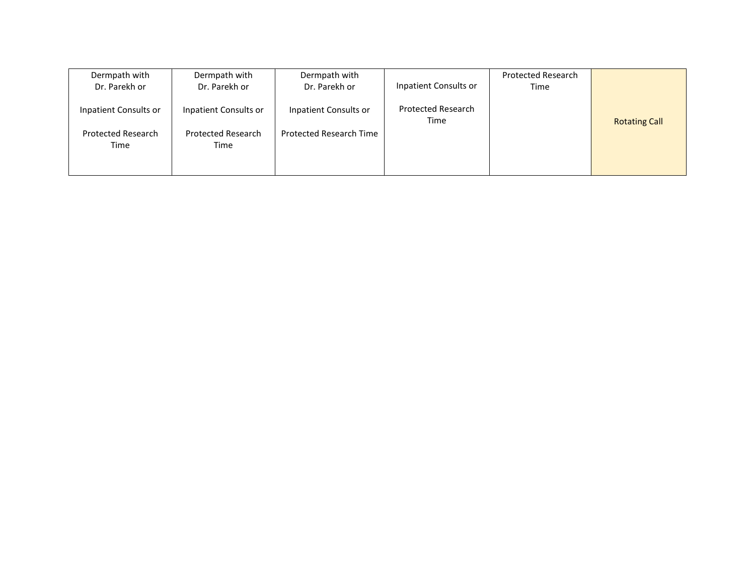| | | | | | |
|---|---|---|---|---|---|
| Dermpath with Dr. Parekh or<br><br>Inpatient Consults or<br><br>Protected Research Time | Dermpath with Dr. Parekh or<br><br>Inpatient Consults or<br><br>Protected Research Time | Dermpath with Dr. Parekh or<br><br>Inpatient Consults or<br><br>Protected Research Time | Inpatient Consults or<br><br>Protected Research Time | Protected Research Time | Rotating Call |